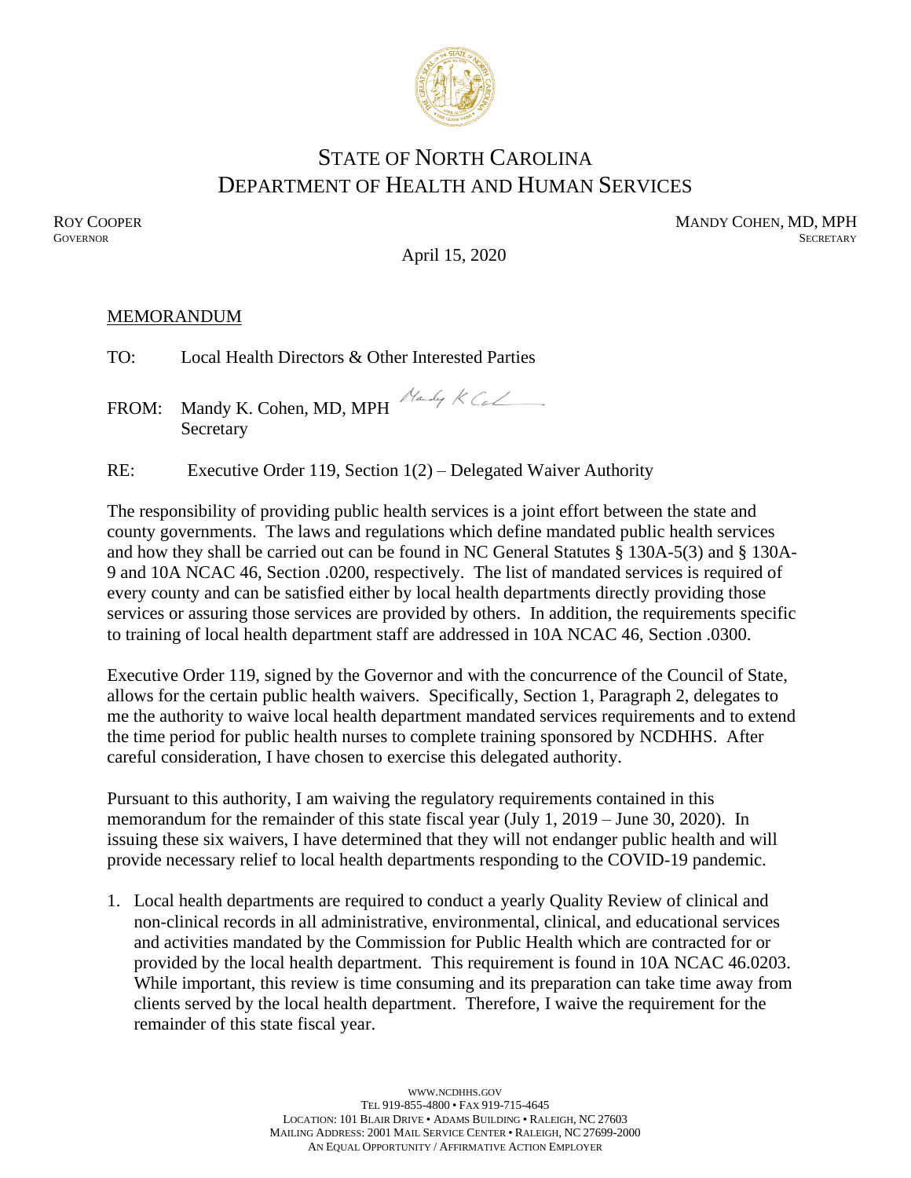# STATE OF NORTH CAROLINA
# DEPARTMENT OF HEALTH AND HUMAN SERVICES

ROY COOPER
GOVERNOR

MANDY COHEN, MD, MPH
SECRETARY

April 15, 2020

MEMORANDUM

TO: Local Health Directors & Other Interested Parties

FROM: Mandy K. Cohen, MD, MPH
Secretary

RE: Executive Order 119, Section 1(2) – Delegated Waiver Authority

The responsibility of providing public health services is a joint effort between the state and county governments. The laws and regulations which define mandated public health services and how they shall be carried out can be found in NC General Statutes § 130A-5(3) and § 130A-9 and 10A NCAC 46, Section .0200, respectively. The list of mandated services is required of every county and can be satisfied either by local health departments directly providing those services or assuring those services are provided by others. In addition, the requirements specific to training of local health department staff are addressed in 10A NCAC 46, Section .0300.

Executive Order 119, signed by the Governor and with the concurrence of the Council of State, allows for the certain public health waivers. Specifically, Section 1, Paragraph 2, delegates to me the authority to waive local health department mandated services requirements and to extend the time period for public health nurses to complete training sponsored by NCDHHS. After careful consideration, I have chosen to exercise this delegated authority.

Pursuant to this authority, I am waiving the regulatory requirements contained in this memorandum for the remainder of this state fiscal year (July 1, 2019 – June 30, 2020). In issuing these six waivers, I have determined that they will not endanger public health and will provide necessary relief to local health departments responding to the COVID-19 pandemic.

1. Local health departments are required to conduct a yearly Quality Review of clinical and non-clinical records in all administrative, environmental, clinical, and educational services and activities mandated by the Commission for Public Health which are contracted for or provided by the local health department. This requirement is found in 10A NCAC 46.0203. While important, this review is time consuming and its preparation can take time away from clients served by the local health department. Therefore, I waive the requirement for the remainder of this state fiscal year.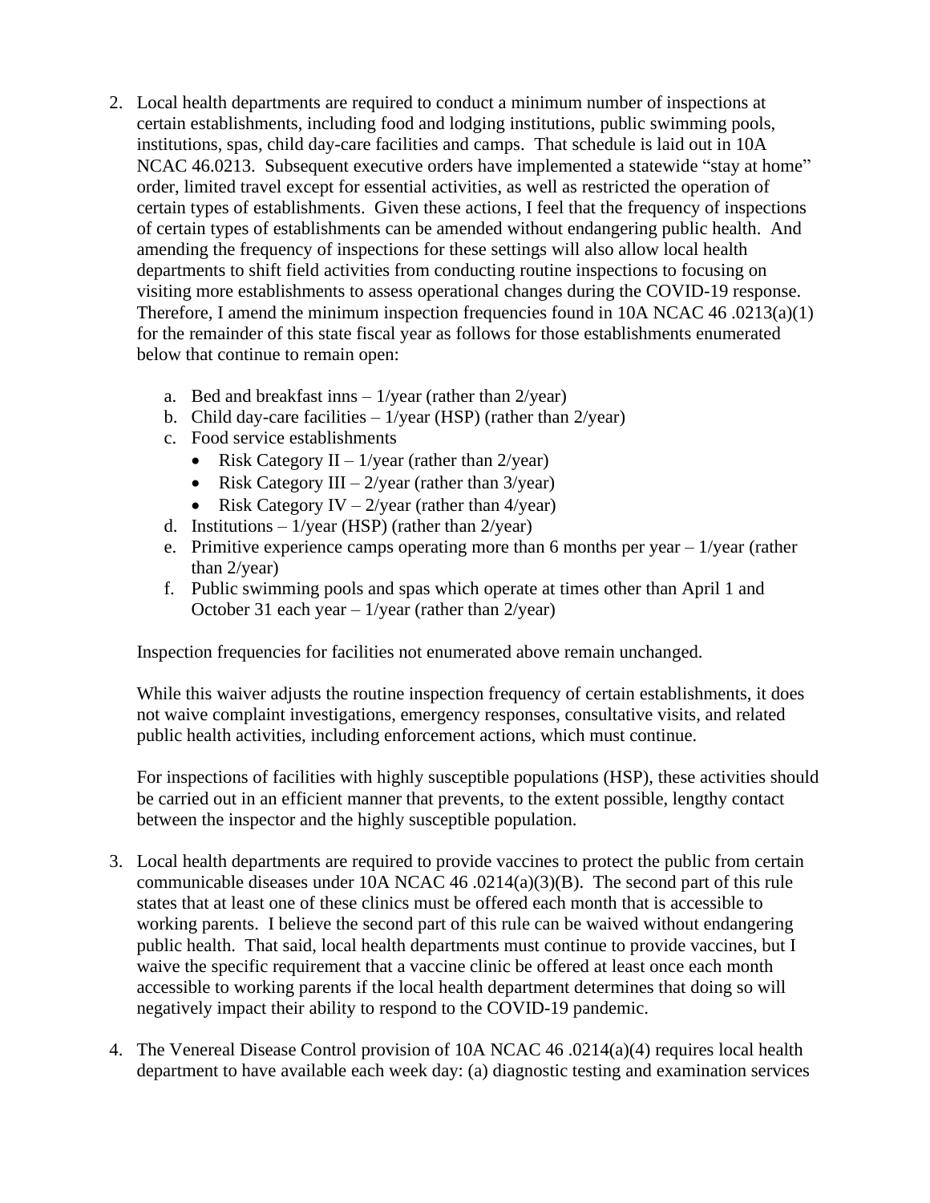2. Local health departments are required to conduct a minimum number of inspections at certain establishments, including food and lodging institutions, public swimming pools, institutions, spas, child day-care facilities and camps. That schedule is laid out in 10A NCAC 46.0213. Subsequent executive orders have implemented a statewide "stay at home" order, limited travel except for essential activities, as well as restricted the operation of certain types of establishments. Given these actions, I feel that the frequency of inspections of certain types of establishments can be amended without endangering public health. And amending the frequency of inspections for these settings will also allow local health departments to shift field activities from conducting routine inspections to focusing on visiting more establishments to assess operational changes during the COVID-19 response. Therefore, I amend the minimum inspection frequencies found in 10A NCAC 46 .0213(a)(1) for the remainder of this state fiscal year as follows for those establishments enumerated below that continue to remain open:

   a. Bed and breakfast inns – 1/year (rather than 2/year)
   b. Child day-care facilities – 1/year (HSP) (rather than 2/year)
   c. Food service establishments
      - Risk Category II – 1/year (rather than 2/year)
      - Risk Category III – 2/year (rather than 3/year)
      - Risk Category IV – 2/year (rather than 4/year)
   d. Institutions – 1/year (HSP) (rather than 2/year)
   e. Primitive experience camps operating more than 6 months per year – 1/year (rather than 2/year)
   f. Public swimming pools and spas which operate at times other than April 1 and October 31 each year – 1/year (rather than 2/year)

   Inspection frequencies for facilities not enumerated above remain unchanged.

   While this waiver adjusts the routine inspection frequency of certain establishments, it does not waive complaint investigations, emergency responses, consultative visits, and related public health activities, including enforcement actions, which must continue.

   For inspections of facilities with highly susceptible populations (HSP), these activities should be carried out in an efficient manner that prevents, to the extent possible, lengthy contact between the inspector and the highly susceptible population.

3. Local health departments are required to provide vaccines to protect the public from certain communicable diseases under 10A NCAC 46 .0214(a)(3)(B). The second part of this rule states that at least one of these clinics must be offered each month that is accessible to working parents. I believe the second part of this rule can be waived without endangering public health. That said, local health departments must continue to provide vaccines, but I waive the specific requirement that a vaccine clinic be offered at least once each month accessible to working parents if the local health department determines that doing so will negatively impact their ability to respond to the COVID-19 pandemic.

4. The Venereal Disease Control provision of 10A NCAC 46 .0214(a)(4) requires local health department to have available each week day: (a) diagnostic testing and examination services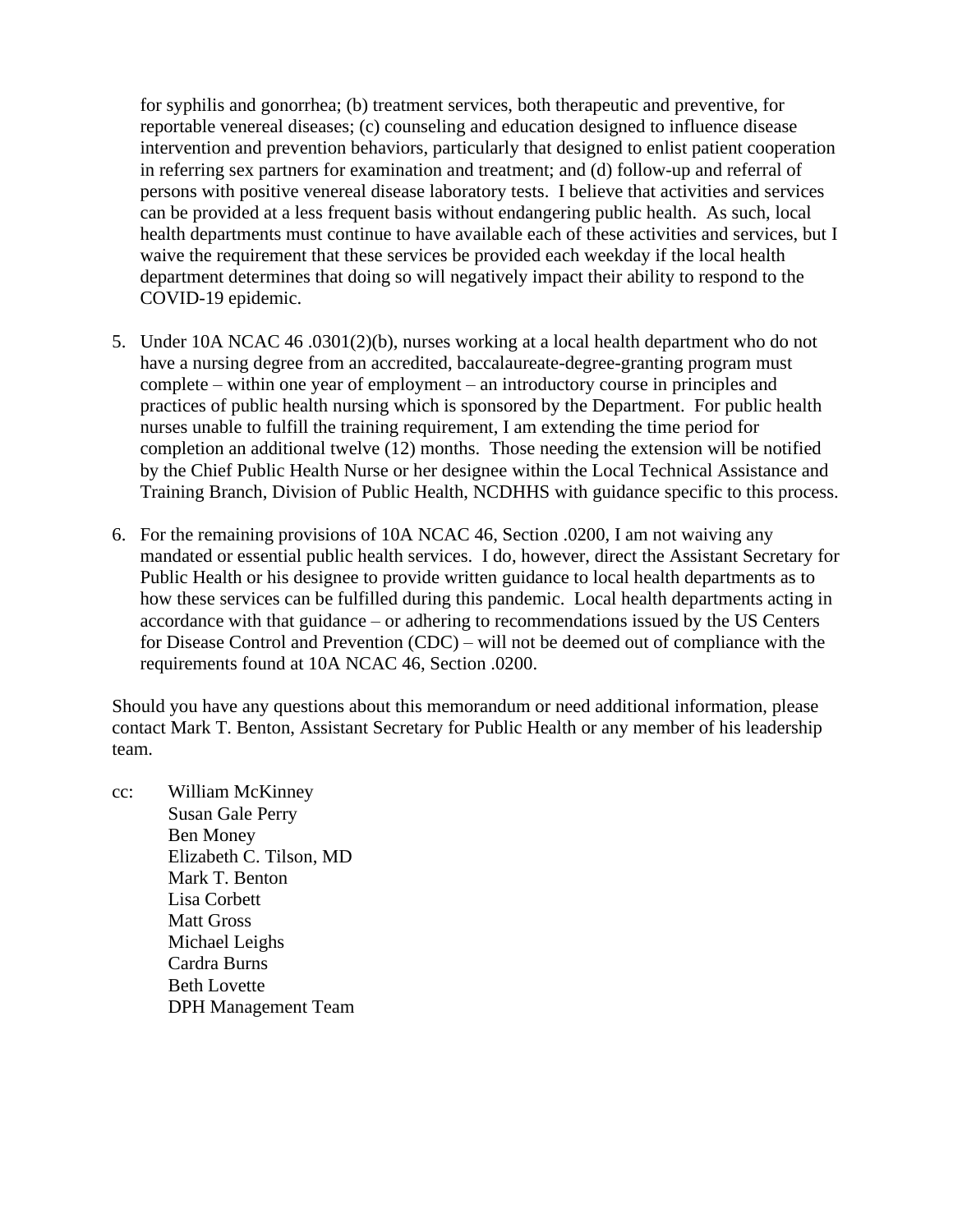for syphilis and gonorrhea; (b) treatment services, both therapeutic and preventive, for reportable venereal diseases; (c) counseling and education designed to influence disease intervention and prevention behaviors, particularly that designed to enlist patient cooperation in referring sex partners for examination and treatment; and (d) follow-up and referral of persons with positive venereal disease laboratory tests. I believe that activities and services can be provided at a less frequent basis without endangering public health. As such, local health departments must continue to have available each of these activities and services, but I waive the requirement that these services be provided each weekday if the local health department determines that doing so will negatively impact their ability to respond to the COVID-19 epidemic.

5. Under 10A NCAC 46 .0301(2)(b), nurses working at a local health department who do not have a nursing degree from an accredited, baccalaureate-degree-granting program must complete – within one year of employment – an introductory course in principles and practices of public health nursing which is sponsored by the Department. For public health nurses unable to fulfill the training requirement, I am extending the time period for completion an additional twelve (12) months. Those needing the extension will be notified by the Chief Public Health Nurse or her designee within the Local Technical Assistance and Training Branch, Division of Public Health, NCDHHS with guidance specific to this process.

6. For the remaining provisions of 10A NCAC 46, Section .0200, I am not waiving any mandated or essential public health services. I do, however, direct the Assistant Secretary for Public Health or his designee to provide written guidance to local health departments as to how these services can be fulfilled during this pandemic. Local health departments acting in accordance with that guidance – or adhering to recommendations issued by the US Centers for Disease Control and Prevention (CDC) – will not be deemed out of compliance with the requirements found at 10A NCAC 46, Section .0200.

Should you have any questions about this memorandum or need additional information, please contact Mark T. Benton, Assistant Secretary for Public Health or any member of his leadership team.

cc: William McKinney
Susan Gale Perry
Ben Money
Elizabeth C. Tilson, MD
Mark T. Benton
Lisa Corbett
Matt Gross
Michael Leighs
Cardra Burns
Beth Lovette
DPH Management Team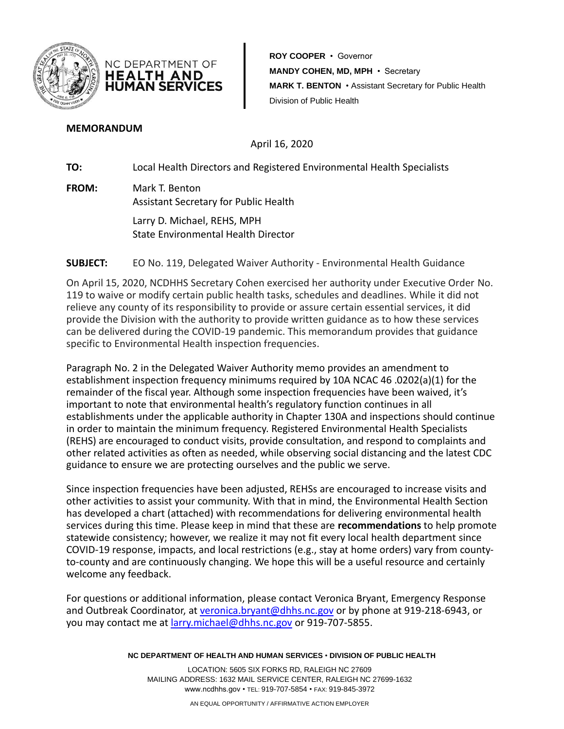NC DEPARTMENT OF
**HEALTH AND HUMAN SERVICES**

**ROY COOPER** • Governor
**MANDY COHEN, MD, MPH** • Secretary
**MARK T. BENTON** • Assistant Secretary for Public Health
Division of Public Health

**MEMORANDUM**

April 16, 2020

**TO:** Local Health Directors and Registered Environmental Health Specialists

**FROM:** Mark T. Benton
Assistant Secretary for Public Health

Larry D. Michael, REHS, MPH
State Environmental Health Director

**SUBJECT:** EO No. 119, Delegated Waiver Authority - Environmental Health Guidance

On April 15, 2020, NCDHHS Secretary Cohen exercised her authority under Executive Order No. 119 to waive or modify certain public health tasks, schedules and deadlines. While it did not relieve any county of its responsibility to provide or assure certain essential services, it did provide the Division with the authority to provide written guidance as to how these services can be delivered during the COVID-19 pandemic. This memorandum provides that guidance specific to Environmental Health inspection frequencies.

Paragraph No. 2 in the Delegated Waiver Authority memo provides an amendment to establishment inspection frequency minimums required by 10A NCAC 46 .0202(a)(1) for the remainder of the fiscal year. Although some inspection frequencies have been waived, it's important to note that environmental health's regulatory function continues in all establishments under the applicable authority in Chapter 130A and inspections should continue in order to maintain the minimum frequency. Registered Environmental Health Specialists (REHS) are encouraged to conduct visits, provide consultation, and respond to complaints and other related activities as often as needed, while observing social distancing and the latest CDC guidance to ensure we are protecting ourselves and the public we serve.

Since inspection frequencies have been adjusted, REHSs are encouraged to increase visits and other activities to assist your community. With that in mind, the Environmental Health Section has developed a chart (attached) with recommendations for delivering environmental health services during this time. Please keep in mind that these are **recommendations** to help promote statewide consistency; however, we realize it may not fit every local health department since COVID-19 response, impacts, and local restrictions (e.g., stay at home orders) vary from county-to-county and are continuously changing. We hope this will be a useful resource and certainly welcome any feedback.

For questions or additional information, please contact Veronica Bryant, Emergency Response and Outbreak Coordinator, at veronica.bryant@dhhs.nc.gov or by phone at 919-218-6943, or you may contact me at larry.michael@dhhs.nc.gov or 919-707-5855.

**NC DEPARTMENT OF HEALTH AND HUMAN SERVICES** • **DIVISION OF PUBLIC HEALTH**

LOCATION: 5605 SIX FORKS RD, RALEIGH NC 27609
MAILING ADDRESS: 1632 MAIL SERVICE CENTER, RALEIGH NC 27699-1632
www.ncdhhs.gov • TEL: 919-707-5854 • FAX: 919-845-3972

AN EQUAL OPPORTUNITY / AFFIRMATIVE ACTION EMPLOYER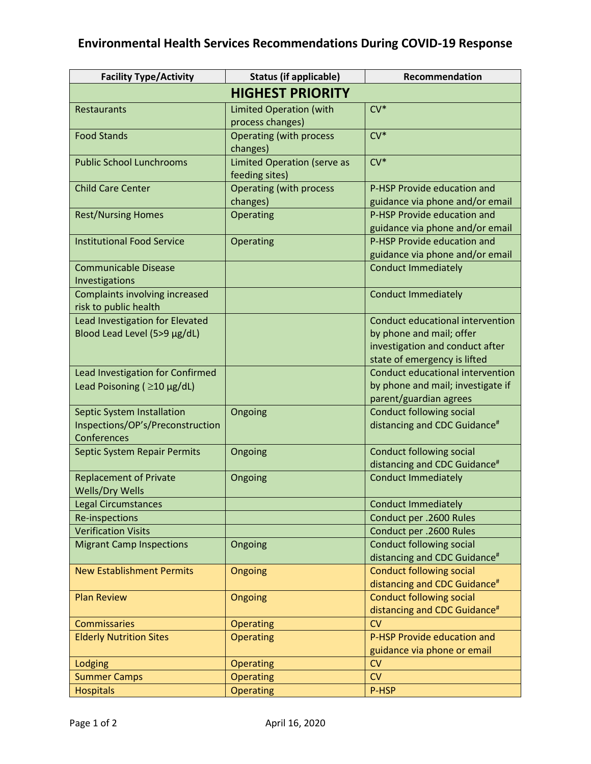# Environmental Health Services Recommendations During COVID-19 Response

| Facility Type/Activity | Status (if applicable) | Recommendation |
|---|---|---|
| **HIGHEST PRIORITY** | | |
| Restaurants | Limited Operation (with process changes) | CV* |
| Food Stands | Operating (with process changes) | CV* |
| Public School Lunchrooms | Limited Operation (serve as feeding sites) | CV* |
| Child Care Center | Operating (with process changes) | P-HSP Provide education and guidance via phone and/or email |
| Rest/Nursing Homes | Operating | P-HSP Provide education and guidance via phone and/or email |
| Institutional Food Service | Operating | P-HSP Provide education and guidance via phone and/or email |
| Communicable Disease Investigations | | Conduct Immediately |
| Complaints involving increased risk to public health | | Conduct Immediately |
| Lead Investigation for Elevated Blood Lead Level (5>9 µg/dL) | | Conduct educational intervention by phone and mail; offer investigation and conduct after state of emergency is lifted |
| Lead Investigation for Confirmed Lead Poisoning ( ≥10 µg/dL) | | Conduct educational intervention by phone and mail; investigate if parent/guardian agrees |
| Septic System Installation Inspections/OP's/Preconstruction Conferences | Ongoing | Conduct following social distancing and CDC Guidance# |
| Septic System Repair Permits | Ongoing | Conduct following social distancing and CDC Guidance# |
| Replacement of Private Wells/Dry Wells | Ongoing | Conduct Immediately |
| Legal Circumstances | | Conduct Immediately |
| Re-inspections | | Conduct per .2600 Rules |
| Verification Visits | | Conduct per .2600 Rules |
| Migrant Camp Inspections | Ongoing | Conduct following social distancing and CDC Guidance# |
| New Establishment Permits | Ongoing | Conduct following social distancing and CDC Guidance# |
| Plan Review | Ongoing | Conduct following social distancing and CDC Guidance# |
| Commissaries | Operating | CV |
| Elderly Nutrition Sites | Operating | P-HSP Provide education and guidance via phone or email |
| Lodging | Operating | CV |
| Summer Camps | Operating | CV |
| Hospitals | Operating | P-HSP |

April 16, 2020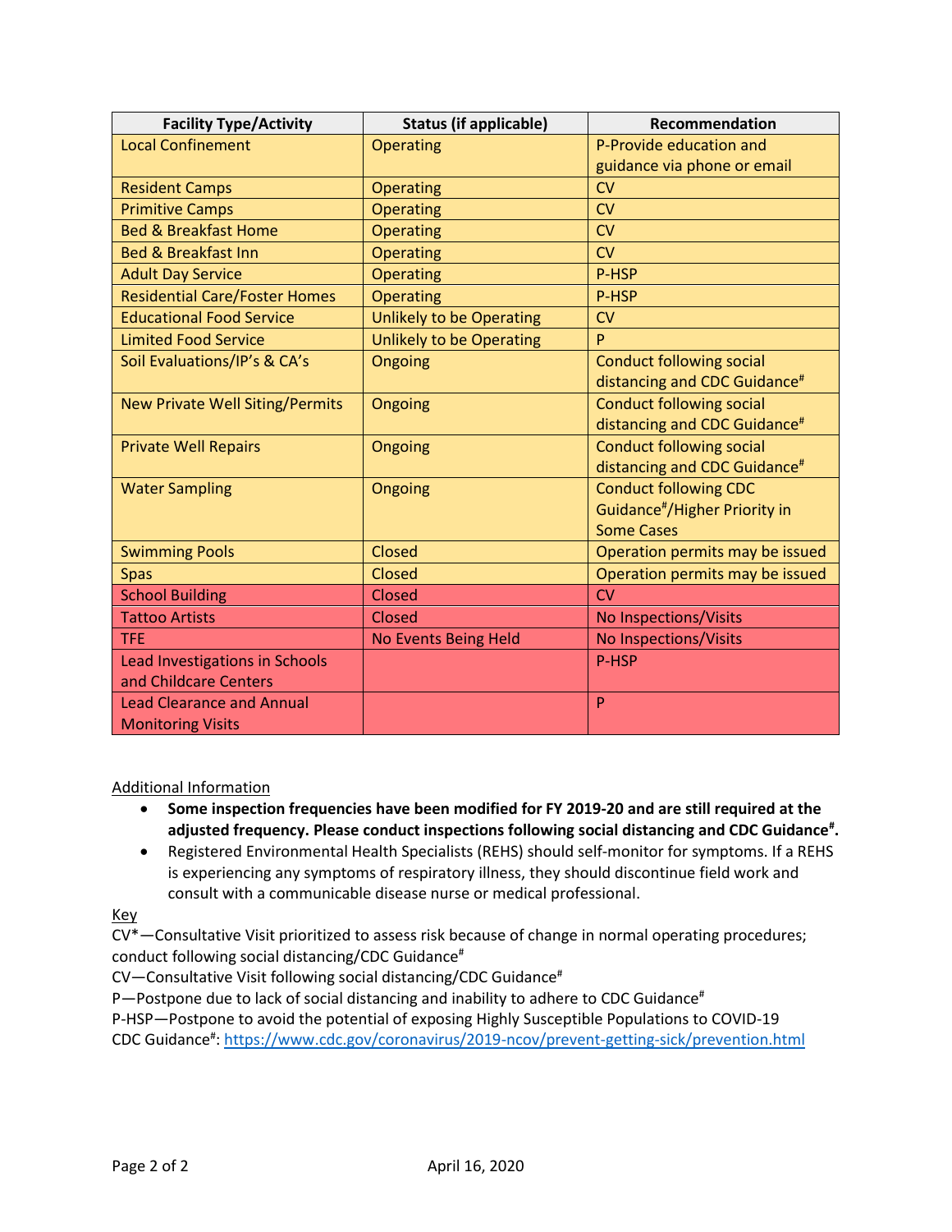| Facility Type/Activity | Status (if applicable) | Recommendation |
|---|---|---|
| Local Confinement | Operating | P-Provide education and guidance via phone or email |
| Resident Camps | Operating | CV |
| Primitive Camps | Operating | CV |
| Bed & Breakfast Home | Operating | CV |
| Bed & Breakfast Inn | Operating | CV |
| Adult Day Service | Operating | P-HSP |
| Residential Care/Foster Homes | Operating | P-HSP |
| Educational Food Service | Unlikely to be Operating | CV |
| Limited Food Service | Unlikely to be Operating | P |
| Soil Evaluations/IP's & CA's | Ongoing | Conduct following social distancing and CDC Guidance# |
| New Private Well Siting/Permits | Ongoing | Conduct following social distancing and CDC Guidance# |
| Private Well Repairs | Ongoing | Conduct following social distancing and CDC Guidance# |
| Water Sampling | Ongoing | Conduct following CDC Guidance#/Higher Priority in Some Cases |
| Swimming Pools | Closed | Operation permits may be issued |
| Spas | Closed | Operation permits may be issued |
| School Building | Closed | CV |
| Tattoo Artists | Closed | No Inspections/Visits |
| TFE | No Events Being Held | No Inspections/Visits |
| Lead Investigations in Schools and Childcare Centers | | P-HSP |
| Lead Clearance and Annual Monitoring Visits | | P |

Additional Information

- **Some inspection frequencies have been modified for FY 2019-20 and are still required at the adjusted frequency. Please conduct inspections following social distancing and CDC Guidance#.**
- Registered Environmental Health Specialists (REHS) should self-monitor for symptoms. If a REHS is experiencing any symptoms of respiratory illness, they should discontinue field work and consult with a communicable disease nurse or medical professional.

Key

CV*—Consultative Visit prioritized to assess risk because of change in normal operating procedures; conduct following social distancing/CDC Guidance#

CV—Consultative Visit following social distancing/CDC Guidance#

P—Postpone due to lack of social distancing and inability to adhere to CDC Guidance#

P-HSP—Postpone to avoid the potential of exposing Highly Susceptible Populations to COVID-19

CDC Guidance#: https://www.cdc.gov/coronavirus/2019-ncov/prevent-getting-sick/prevention.html

April 16, 2020